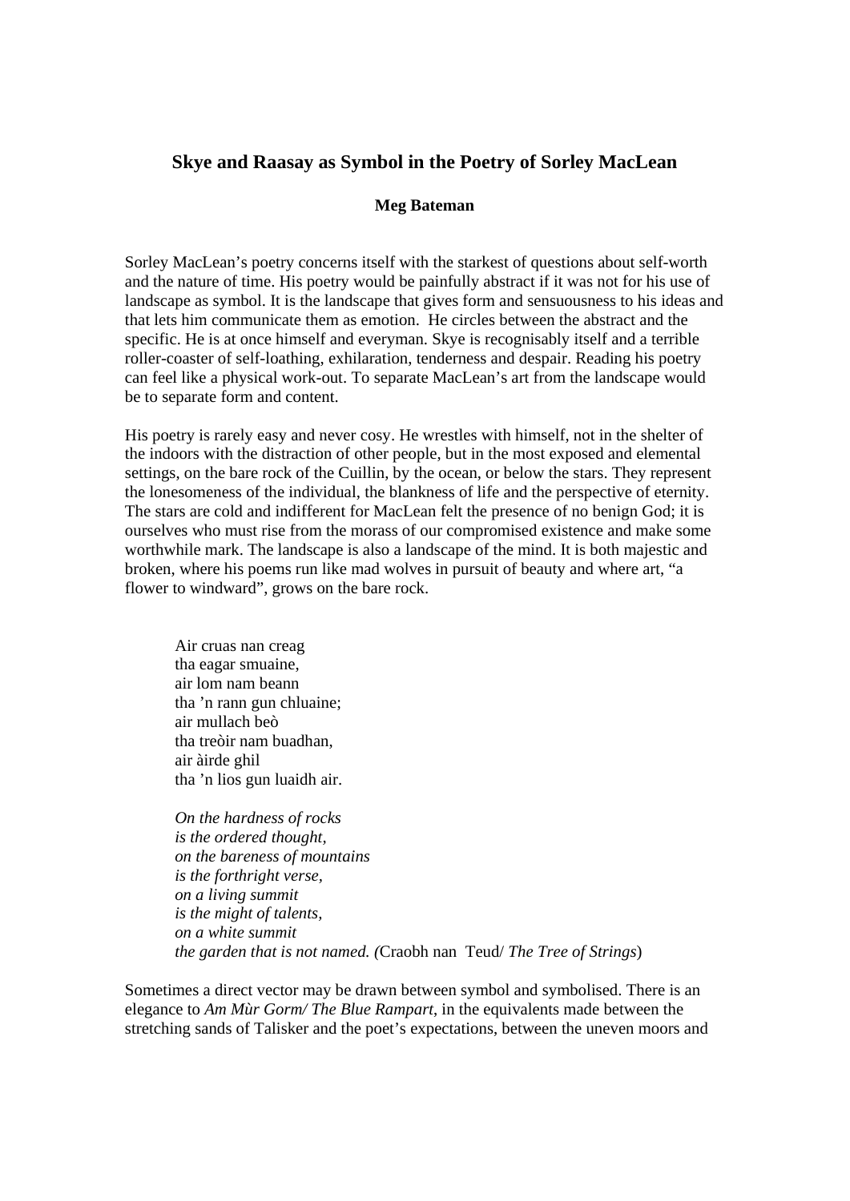# Skye and Raasay as Symbol in the Poetry of Sorley MacLean

**Meg Bateman**

Sorley MacLean's poetry concerns itself with the starkest of questions about self-worth and the nature of time. His poetry would be painfully abstract if it was not for his use of landscape as symbol. It is the landscape that gives form and sensuousness to his ideas and that lets him communicate them as emotion. He circles between the abstract and the specific. He is at once himself and everyman. Skye is recognisably itself and a terrible roller-coaster of self-loathing, exhilaration, tenderness and despair. Reading his poetry can feel like a physical work-out. To separate MacLean's art from the landscape would be to separate form and content.

His poetry is rarely easy and never cosy. He wrestles with himself, not in the shelter of the indoors with the distraction of other people, but in the most exposed and elemental settings, on the bare rock of the Cuillin, by the ocean, or below the stars. They represent the lonesomeness of the individual, the blankness of life and the perspective of eternity. The stars are cold and indifferent for MacLean felt the presence of no benign God; it is ourselves who must rise from the morass of our compromised existence and make some worthwhile mark. The landscape is also a landscape of the mind. It is both majestic and broken, where his poems run like mad wolves in pursuit of beauty and where art, "a flower to windward", grows on the bare rock.

> Air cruas nan creag
> tha eagar smuaine,
> air lom nam beann
> tha 'n rann gun chluaine;
> air mullach beò
> tha treòir nam buadhan,
> air àirde ghil
> tha 'n lios gun luaidh air.
>
> *On the hardness of rocks*
> *is the ordered thought,*
> *on the bareness of mountains*
> *is the forthright verse,*
> *on a living summit*
> *is the might of talents,*
> *on a white summit*
> *the garden that is not named. (*Craobh nan Teud/ *The Tree of Strings*)

Sometimes a direct vector may be drawn between symbol and symbolised. There is an elegance to *Am Mùr Gorm/ The Blue Rampart*, in the equivalents made between the stretching sands of Talisker and the poet's expectations, between the uneven moors and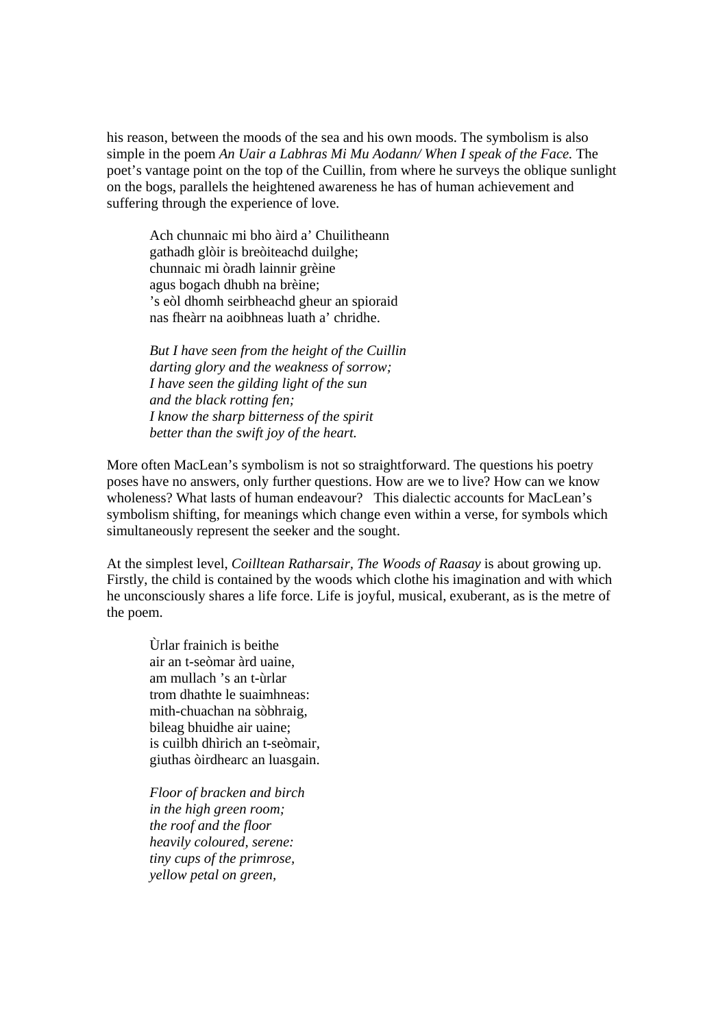his reason, between the moods of the sea and his own moods. The symbolism is also simple in the poem *An Uair a Labhras Mi Mu Aodann/ When I speak of the Face.* The poet's vantage point on the top of the Cuillin, from where he surveys the oblique sunlight on the bogs, parallels the heightened awareness he has of human achievement and suffering through the experience of love.

> Ach chunnaic mi bho àird a' Chuilitheann
> gathadh glòir is breòiteachd duilghe;
> chunnaic mi òradh lainnir grèine
> agus bogach dhubh na brèine;
> 's eòl dhomh seirbheachd gheur an spioraid
> nas fheàrr na aoibhneas luath a' chridhe.
>
> *But I have seen from the height of the Cuillin*
> *darting glory and the weakness of sorrow;*
> *I have seen the gilding light of the sun*
> *and the black rotting fen;*
> *I know the sharp bitterness of the spirit*
> *better than the swift joy of the heart.*

More often MacLean's symbolism is not so straightforward. The questions his poetry poses have no answers, only further questions. How are we to live? How can we know wholeness? What lasts of human endeavour? This dialectic accounts for MacLean's symbolism shifting, for meanings which change even within a verse, for symbols which simultaneously represent the seeker and the sought.

At the simplest level, *Coilltean Ratharsair, The Woods of Raasay* is about growing up. Firstly, the child is contained by the woods which clothe his imagination and with which he unconsciously shares a life force. Life is joyful, musical, exuberant, as is the metre of the poem.

> Ùrlar frainich is beithe
> air an t-seòmar àrd uaine,
> am mullach 's an t-ùrlar
> trom dhathte le suaimhneas:
> mith-chuachan na sòbhraig,
> bileag bhuidhe air uaine;
> is cuilbh dhìrich an t-seòmair,
> giuthas òirdhearc an luasgain.
>
> *Floor of bracken and birch*
> *in the high green room;*
> *the roof and the floor*
> *heavily coloured, serene:*
> *tiny cups of the primrose,*
> *yellow petal on green,*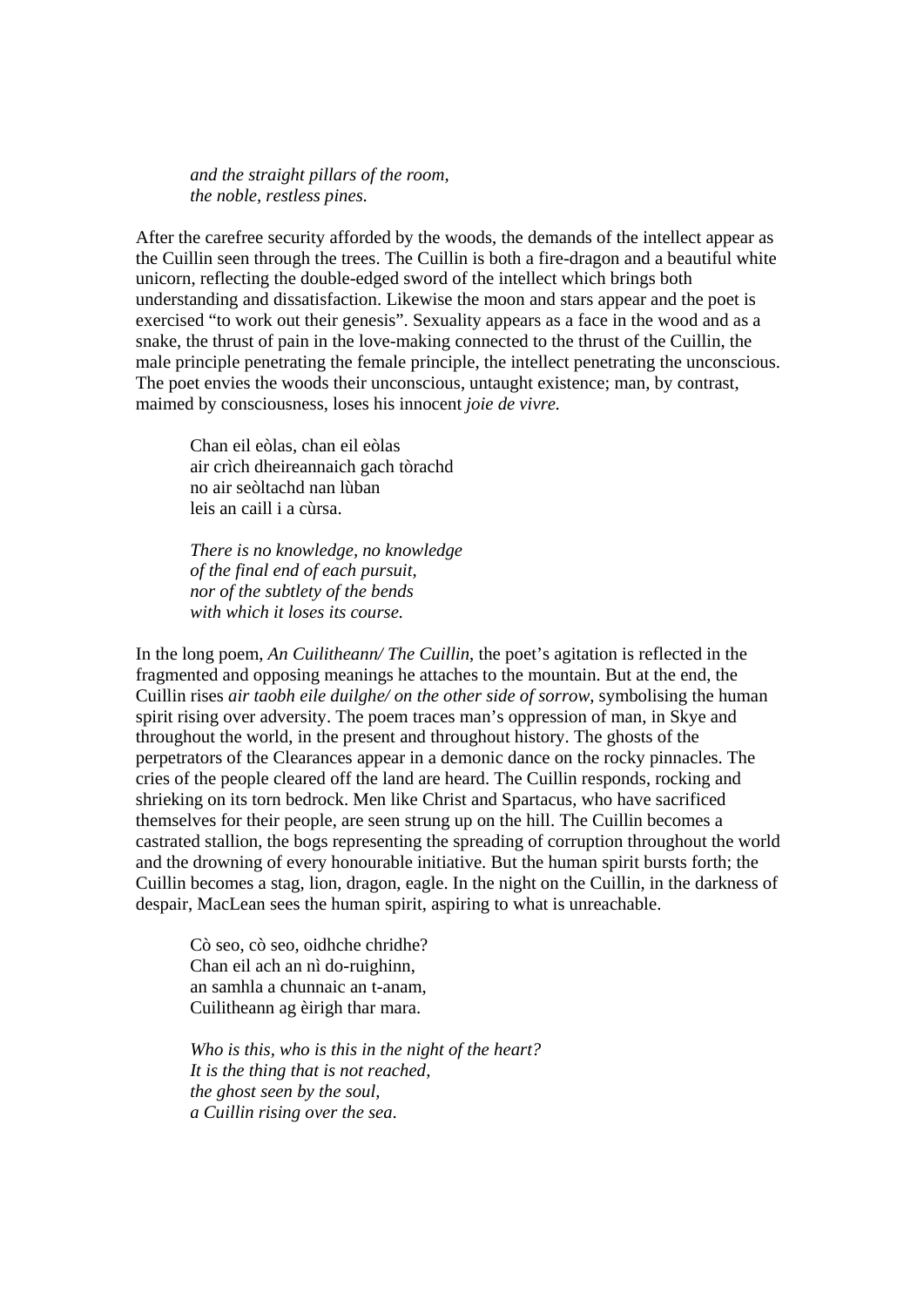*and the straight pillars of the room,*
*the noble, restless pines.*

After the carefree security afforded by the woods, the demands of the intellect appear as the Cuillin seen through the trees. The Cuillin is both a fire-dragon and a beautiful white unicorn, reflecting the double-edged sword of the intellect which brings both understanding and dissatisfaction. Likewise the moon and stars appear and the poet is exercised "to work out their genesis". Sexuality appears as a face in the wood and as a snake, the thrust of pain in the love-making connected to the thrust of the Cuillin, the male principle penetrating the female principle, the intellect penetrating the unconscious. The poet envies the woods their unconscious, untaught existence; man, by contrast, maimed by consciousness, loses his innocent *joie de vivre.*

Chan eil eòlas, chan eil eòlas
air crìch dheireannaich gach tòrachd
no air seòltachd nan lùban
leis an caill i a cùrsa.

*There is no knowledge, no knowledge*
*of the final end of each pursuit,*
*nor of the subtlety of the bends*
*with which it loses its course.*

In the long poem, *An Cuilitheann/ The Cuillin*, the poet's agitation is reflected in the fragmented and opposing meanings he attaches to the mountain. But at the end, the Cuillin rises *air taobh eile duilghe/ on the other side of sorrow*, symbolising the human spirit rising over adversity. The poem traces man's oppression of man, in Skye and throughout the world, in the present and throughout history. The ghosts of the perpetrators of the Clearances appear in a demonic dance on the rocky pinnacles. The cries of the people cleared off the land are heard. The Cuillin responds, rocking and shrieking on its torn bedrock. Men like Christ and Spartacus, who have sacrificed themselves for their people, are seen strung up on the hill. The Cuillin becomes a castrated stallion, the bogs representing the spreading of corruption throughout the world and the drowning of every honourable initiative. But the human spirit bursts forth; the Cuillin becomes a stag, lion, dragon, eagle. In the night on the Cuillin, in the darkness of despair, MacLean sees the human spirit, aspiring to what is unreachable.

Cò seo, cò seo, oidhche chridhe?
Chan eil ach an nì do-ruighinn,
an samhla a chunnaic an t-anam,
Cuilitheann ag èirigh thar mara.

*Who is this, who is this in the night of the heart?*
*It is the thing that is not reached,*
*the ghost seen by the soul,*
*a Cuillin rising over the sea.*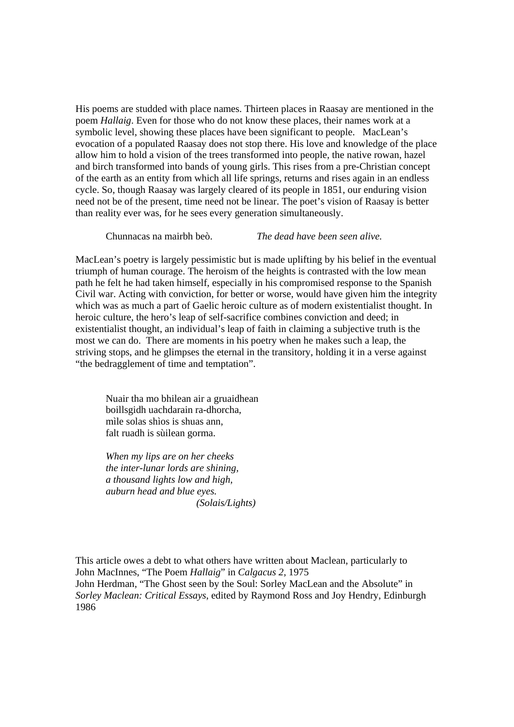His poems are studded with place names. Thirteen places in Raasay are mentioned in the poem *Hallaig*. Even for those who do not know these places, their names work at a symbolic level, showing these places have been significant to people. MacLean's evocation of a populated Raasay does not stop there. His love and knowledge of the place allow him to hold a vision of the trees transformed into people, the native rowan, hazel and birch transformed into bands of young girls. This rises from a pre-Christian concept of the earth as an entity from which all life springs, returns and rises again in an endless cycle. So, though Raasay was largely cleared of its people in 1851, our enduring vision need not be of the present, time need not be linear. The poet's vision of Raasay is better than reality ever was, for he sees every generation simultaneously.

Chunnacas na mairbh beò. *The dead have been seen alive.*

MacLean's poetry is largely pessimistic but is made uplifting by his belief in the eventual triumph of human courage. The heroism of the heights is contrasted with the low mean path he felt he had taken himself, especially in his compromised response to the Spanish Civil war. Acting with conviction, for better or worse, would have given him the integrity which was as much a part of Gaelic heroic culture as of modern existentialist thought. In heroic culture, the hero's leap of self-sacrifice combines conviction and deed; in existentialist thought, an individual's leap of faith in claiming a subjective truth is the most we can do. There are moments in his poetry when he makes such a leap, the striving stops, and he glimpses the eternal in the transitory, holding it in a verse against "the bedragglement of time and temptation".

Nuair tha mo bhilean air a gruaidhean
boillsgidh uachdarain ra-dhorcha,
mìle solas shìos is shuas ann,
falt ruadh is sùilean gorma.

*When my lips are on her cheeks*
*the inter-lunar lords are shining,*
*a thousand lights low and high,*
*auburn head and blue eyes.*
*(Solais/Lights)*

This article owes a debt to what others have written about Maclean, particularly to
John MacInnes, "The Poem *Hallaig*" in *Calgacus 2*, 1975
John Herdman, "The Ghost seen by the Soul: Sorley MacLean and the Absolute" in *Sorley Maclean: Critical Essays*, edited by Raymond Ross and Joy Hendry, Edinburgh 1986